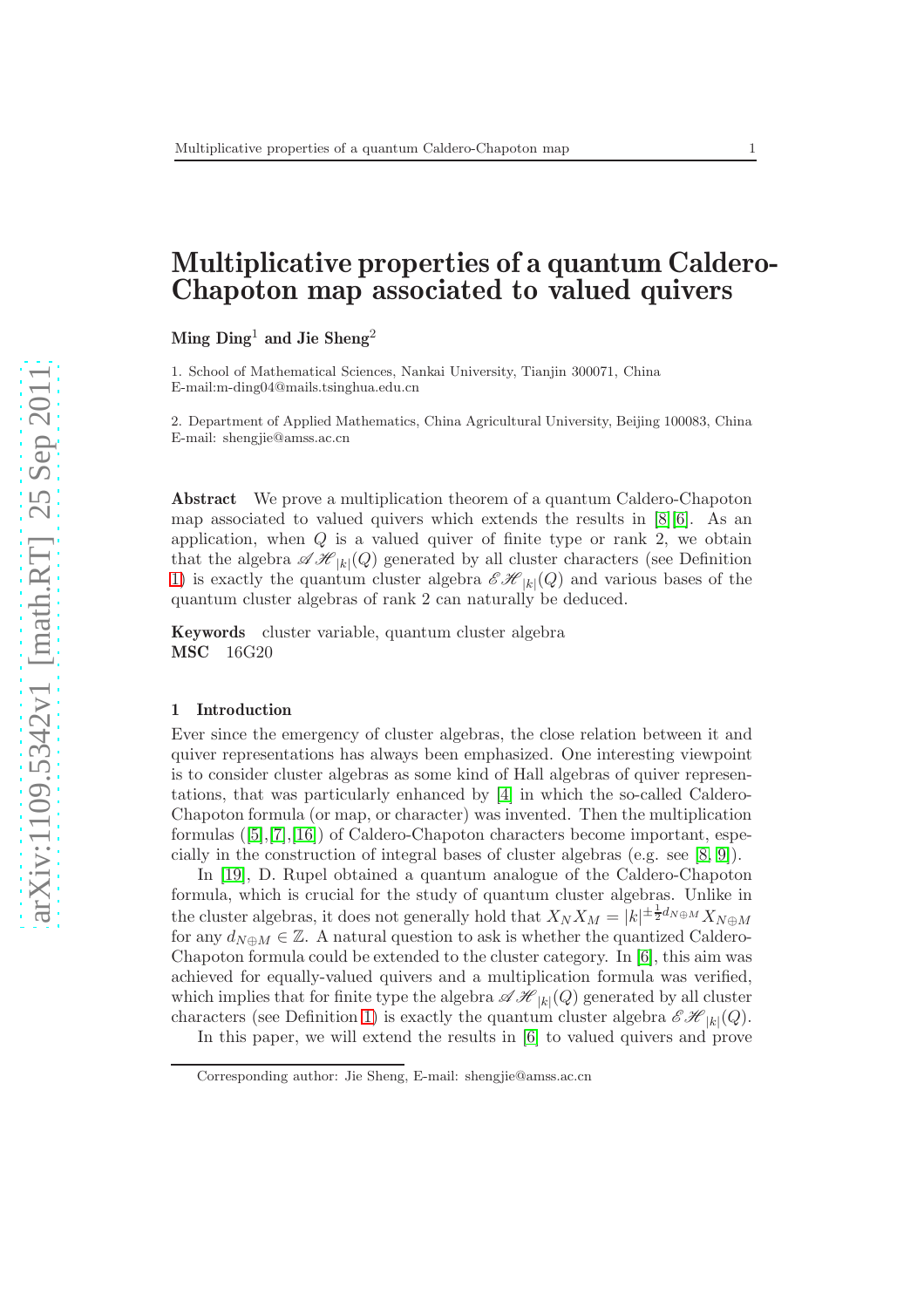# Multiplicative properties of a quantum Caldero-Chapoton map associated to valued quivers

**Ming Ding**[1] **and Jie Sheng**[2]

1. School of Mathematical Sciences, Nankai University, Tianjin 300071, China
E-mail:m-ding04@mails.tsinghua.edu.cn

2. Department of Applied Mathematics, China Agricultural University, Beijing 100083, China
E-mail: shengjie@amss.ac.cn

**Abstract** We prove a multiplication theorem of a quantum Caldero-Chapoton map associated to valued quivers which extends the results in [8][6]. As an application, when $Q$ is a valued quiver of finite type or rank 2, we obtain that the algebra $\mathscr{AH}_{|k|}(Q)$ generated by all cluster characters (see Definition 1) is exactly the quantum cluster algebra $\mathscr{EH}_{|k|}(Q)$ and various bases of the quantum cluster algebras of rank 2 can naturally be deduced.

**Keywords** cluster variable, quantum cluster algebra
**MSC** 16G20

## 1 Introduction

Ever since the emergency of cluster algebras, the close relation between it and quiver representations has always been emphasized. One interesting viewpoint is to consider cluster algebras as some kind of Hall algebras of quiver representations, that was particularly enhanced by [4] in which the so-called Caldero-Chapoton formula (or map, or character) was invented. Then the multiplication formulas ([5],[7],[16]) of Caldero-Chapoton characters become important, especially in the construction of integral bases of cluster algebras (e.g. see [8, 9]).

In [19], D. Rupel obtained a quantum analogue of the Caldero-Chapoton formula, which is crucial for the study of quantum cluster algebras. Unlike in the cluster algebras, it does not generally hold that $X_N X_M = |k|^{\pm\frac{1}{2}d_{N\oplus M}} X_{N\oplus M}$ for any $d_{N\oplus M} \in \mathbb{Z}$. A natural question to ask is whether the quantized Caldero-Chapoton formula could be extended to the cluster category. In [6], this aim was achieved for equally-valued quivers and a multiplication formula was verified, which implies that for finite type the algebra $\mathscr{AH}_{|k|}(Q)$ generated by all cluster characters (see Definition 1) is exactly the quantum cluster algebra $\mathscr{EH}_{|k|}(Q)$.

In this paper, we will extend the results in [6] to valued quivers and prove

Corresponding author: Jie Sheng, E-mail: shengjie@amss.ac.cn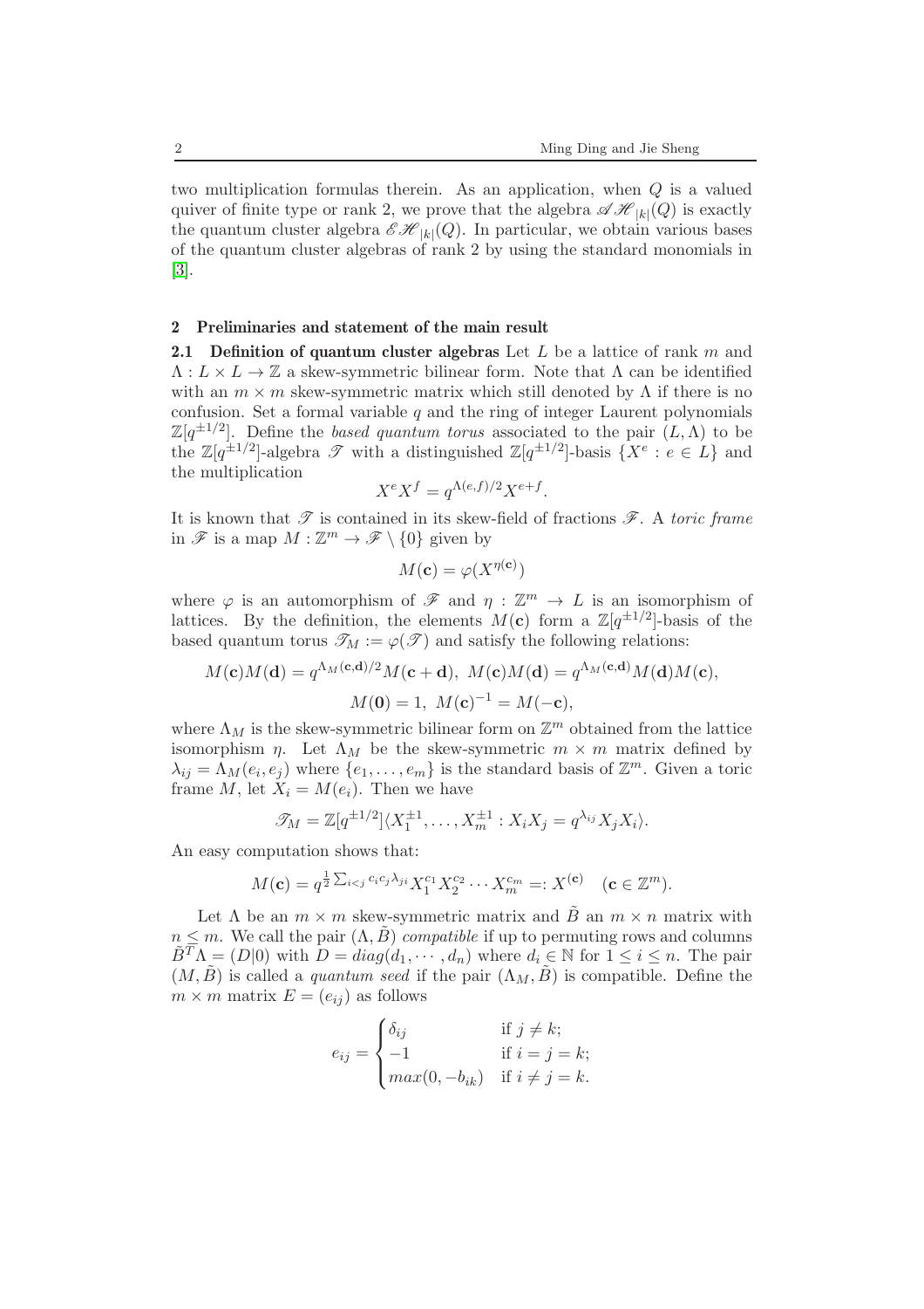two multiplication formulas therein. As an application, when $Q$ is a valued quiver of finite type or rank 2, we prove that the algebra $\mathscr{AH}_{|k|}(Q)$ is exactly the quantum cluster algebra $\mathscr{EH}_{|k|}(Q)$. In particular, we obtain various bases of the quantum cluster algebras of rank 2 by using the standard monomials in [3].

## 2 Preliminaries and statement of the main result

**2.1 Definition of quantum cluster algebras** Let $L$ be a lattice of rank $m$ and $\Lambda : L \times L \to \mathbb{Z}$ a skew-symmetric bilinear form. Note that $\Lambda$ can be identified with an $m \times m$ skew-symmetric matrix which still denoted by $\Lambda$ if there is no confusion. Set a formal variable $q$ and the ring of integer Laurent polynomials $\mathbb{Z}[q^{\pm 1/2}]$. Define the *based quantum torus* associated to the pair $(L, \Lambda)$ to be the $\mathbb{Z}[q^{\pm 1/2}]$-algebra $\mathscr{T}$ with a distinguished $\mathbb{Z}[q^{\pm 1/2}]$-basis $\{X^e : e \in L\}$ and the multiplication

$$X^e X^f = q^{\Lambda(e,f)/2} X^{e+f}.$$

It is known that $\mathscr{T}$ is contained in its skew-field of fractions $\mathscr{F}$. A *toric frame* in $\mathscr{F}$ is a map $M : \mathbb{Z}^m \to \mathscr{F} \setminus \{0\}$ given by

$$M(\mathbf{c}) = \varphi(X^{\eta(\mathbf{c})})$$

where $\varphi$ is an automorphism of $\mathscr{F}$ and $\eta : \mathbb{Z}^m \to L$ is an isomorphism of lattices. By the definition, the elements $M(\mathbf{c})$ form a $\mathbb{Z}[q^{\pm 1/2}]$-basis of the based quantum torus $\mathscr{T}_M := \varphi(\mathscr{T})$ and satisfy the following relations:

$$M(\mathbf{c})M(\mathbf{d}) = q^{\Lambda_M(\mathbf{c},\mathbf{d})/2} M(\mathbf{c}+\mathbf{d}),\ M(\mathbf{c})M(\mathbf{d}) = q^{\Lambda_M(\mathbf{c},\mathbf{d})} M(\mathbf{d})M(\mathbf{c}),$$
$$M(\mathbf{0}) = 1,\ M(\mathbf{c})^{-1} = M(-\mathbf{c}),$$

where $\Lambda_M$ is the skew-symmetric bilinear form on $\mathbb{Z}^m$ obtained from the lattice isomorphism $\eta$. Let $\Lambda_M$ be the skew-symmetric $m \times m$ matrix defined by $\lambda_{ij} = \Lambda_M(e_i, e_j)$ where $\{e_1, \ldots, e_m\}$ is the standard basis of $\mathbb{Z}^m$. Given a toric frame $M$, let $X_i = M(e_i)$. Then we have

$$\mathscr{T}_M = \mathbb{Z}[q^{\pm 1/2}]\langle X_1^{\pm 1}, \ldots, X_m^{\pm 1} : X_i X_j = q^{\lambda_{ij}} X_j X_i \rangle.$$

An easy computation shows that:

$$M(\mathbf{c}) = q^{\frac{1}{2}\sum_{i<j} c_i c_j \lambda_{ji}} X_1^{c_1} X_2^{c_2} \cdots X_m^{c_m} =: X^{(\mathbf{c})} \quad (\mathbf{c} \in \mathbb{Z}^m).$$

Let $\Lambda$ be an $m \times m$ skew-symmetric matrix and $\tilde{B}$ an $m \times n$ matrix with $n \le m$. We call the pair $(\Lambda, \tilde{B})$ *compatible* if up to permuting rows and columns $\tilde{B}^T \Lambda = (D|0)$ with $D = diag(d_1, \cdots, d_n)$ where $d_i \in \mathbb{N}$ for $1 \le i \le n$. The pair $(M, \tilde{B})$ is called a *quantum seed* if the pair $(\Lambda_M, \tilde{B})$ is compatible. Define the $m \times m$ matrix $E = (e_{ij})$ as follows

$$e_{ij} = \begin{cases} \delta_{ij} & \text{if } j \neq k; \\ -1 & \text{if } i = j = k; \\ max(0, -b_{ik}) & \text{if } i \neq j = k. \end{cases}$$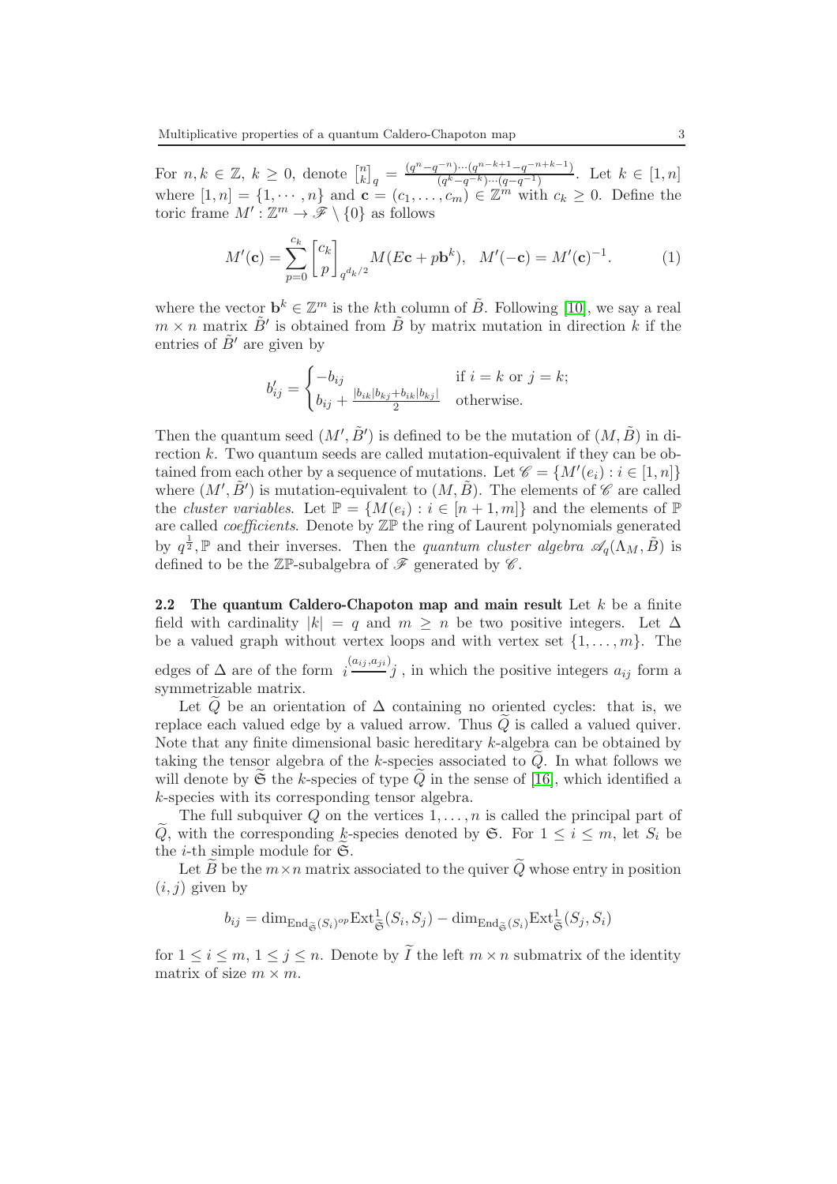For $n, k \in \mathbb{Z}$, $k \geq 0$, denote $\begin{bmatrix} n \\ k \end{bmatrix}_q = \frac{(q^n - q^{-n}) \cdots (q^{n-k+1} - q^{-n+k-1})}{(q^k - q^{-k}) \cdots (q - q^{-1})}$. Let $k \in [1, n]$ where $[1, n] = \{1, \cdots, n\}$ and $\mathbf{c} = (c_1, \ldots, c_m) \in \mathbb{Z}^m$ with $c_k \geq 0$. Define the toric frame $M' : \mathbb{Z}^m \to \mathscr{F} \setminus \{0\}$ as follows

$$M'(\mathbf{c}) = \sum_{p=0}^{c_k} \begin{bmatrix} c_k \\ p \end{bmatrix}_{q^{d_k/2}} M(E\mathbf{c} + p\mathbf{b}^k), \quad M'(-\mathbf{c}) = M'(\mathbf{c})^{-1}. \tag{1}$$

where the vector $\mathbf{b}^k \in \mathbb{Z}^m$ is the $k$th column of $\tilde{B}$. Following [10], we say a real $m \times n$ matrix $\tilde{B}'$ is obtained from $\tilde{B}$ by matrix mutation in direction $k$ if the entries of $\tilde{B}'$ are given by

$$b'_{ij} = \begin{cases} -b_{ij} & \text{if } i = k \text{ or } j = k; \\ b_{ij} + \frac{|b_{ik}|b_{kj} + b_{ik}|b_{kj}|}{2} & \text{otherwise.} \end{cases}$$

Then the quantum seed $(M', \tilde{B}')$ is defined to be the mutation of $(M, \tilde{B})$ in direction $k$. Two quantum seeds are called mutation-equivalent if they can be obtained from each other by a sequence of mutations. Let $\mathscr{C} = \{M'(e_i) : i \in [1, n]\}$ where $(M', \tilde{B}')$ is mutation-equivalent to $(M, \tilde{B})$. The elements of $\mathscr{C}$ are called the *cluster variables*. Let $\mathbb{P} = \{M(e_i) : i \in [n+1, m]\}$ and the elements of $\mathbb{P}$ are called *coefficients*. Denote by $\mathbb{ZP}$ the ring of Laurent polynomials generated by $q^{\frac{1}{2}}, \mathbb{P}$ and their inverses. Then the *quantum cluster algebra* $\mathscr{A}_q(\Lambda_M, \tilde{B})$ is defined to be the $\mathbb{ZP}$-subalgebra of $\mathscr{F}$ generated by $\mathscr{C}$.

**2.2 The quantum Caldero-Chapoton map and main result** Let $k$ be a finite field with cardinality $|k| = q$ and $m \geq n$ be two positive integers. Let $\Delta$ be a valued graph without vertex loops and with vertex set $\{1, \ldots, m\}$. The edges of $\Delta$ are of the form $i \overset{(a_{ij}, a_{ji})}{\text{———}} j$, in which the positive integers $a_{ij}$ form a symmetrizable matrix.

Let $\widetilde{Q}$ be an orientation of $\Delta$ containing no oriented cycles: that is, we replace each valued edge by a valued arrow. Thus $\widetilde{Q}$ is called a valued quiver. Note that any finite dimensional basic hereditary $k$-algebra can be obtained by taking the tensor algebra of the $k$-species associated to $\widetilde{Q}$. In what follows we will denote by $\widetilde{\mathfrak{S}}$ the $k$-species of type $\widetilde{Q}$ in the sense of [16], which identified a $k$-species with its corresponding tensor algebra.

The full subquiver $Q$ on the vertices $1, \ldots, n$ is called the principal part of $\widetilde{Q}$, with the corresponding $k$-species denoted by $\mathfrak{S}$. For $1 \leq i \leq m$, let $S_i$ be the $i$-th simple module for $\widetilde{\mathfrak{S}}$.

Let $\widetilde{B}$ be the $m \times n$ matrix associated to the quiver $\widetilde{Q}$ whose entry in position $(i, j)$ given by

$$b_{ij} = \dim_{\mathrm{End}_{\widetilde{\mathfrak{S}}}(S_i)^{op}} \mathrm{Ext}^1_{\widetilde{\mathfrak{S}}}(S_i, S_j) - \dim_{\mathrm{End}_{\widetilde{\mathfrak{S}}}(S_i)} \mathrm{Ext}^1_{\widetilde{\mathfrak{S}}}(S_j, S_i)$$

for $1 \leq i \leq m$, $1 \leq j \leq n$. Denote by $\widetilde{I}$ the left $m \times n$ submatrix of the identity matrix of size $m \times m$.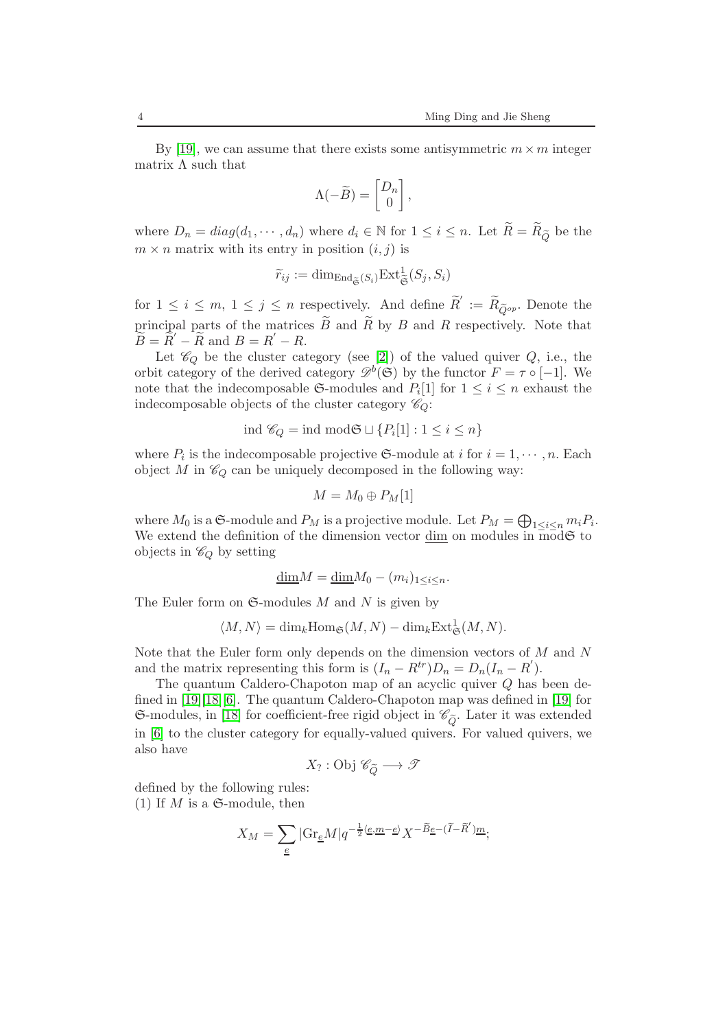By [19], we can assume that there exists some antisymmetric $m \times m$ integer matrix $\Lambda$ such that

$$\Lambda(-\widetilde{B}) = \begin{bmatrix} D_n \\ 0 \end{bmatrix},$$

where $D_n = diag(d_1, \cdots, d_n)$ where $d_i \in \mathbb{N}$ for $1 \leq i \leq n$. Let $\widetilde{R} = \widetilde{R}_{\widetilde{Q}}$ be the $m \times n$ matrix with its entry in position $(i, j)$ is

$$\widetilde{r}_{ij} := \dim_{\mathrm{End}_{\widetilde{\mathfrak{S}}}(S_i)} \mathrm{Ext}^1_{\widetilde{\mathfrak{S}}}(S_j, S_i)$$

for $1 \leq i \leq m$, $1 \leq j \leq n$ respectively. And define $\widetilde{R}' := \widetilde{R}_{\widetilde{Q}^{op}}$. Denote the principal parts of the matrices $\widetilde{B}$ and $\widetilde{R}$ by $B$ and $R$ respectively. Note that $\widetilde{B} = \widetilde{R}' - \widetilde{R}$ and $B = R' - R$.

Let $\mathscr{C}_Q$ be the cluster category (see [2]) of the valued quiver $Q$, i.e., the orbit category of the derived category $\mathscr{D}^b(\mathfrak{S})$ by the functor $F = \tau \circ [-1]$. We note that the indecomposable $\mathfrak{S}$-modules and $P_i[1]$ for $1 \leq i \leq n$ exhaust the indecomposable objects of the cluster category $\mathscr{C}_Q$:

$$\mathrm{ind}\ \mathscr{C}_Q = \mathrm{ind}\ \mathrm{mod}\mathfrak{S} \sqcup \{P_i[1] : 1 \leq i \leq n\}$$

where $P_i$ is the indecomposable projective $\mathfrak{S}$-module at $i$ for $i = 1, \cdots, n$. Each object $M$ in $\mathscr{C}_Q$ can be uniquely decomposed in the following way:

$$M = M_0 \oplus P_M[1]$$

where $M_0$ is a $\mathfrak{S}$-module and $P_M$ is a projective module. Let $P_M = \bigoplus_{1 \leq i \leq n} m_i P_i$. We extend the definition of the dimension vector $\underline{\dim}$ on modules in $\mathrm{mod}\mathfrak{S}$ to objects in $\mathscr{C}_Q$ by setting

$$\underline{\dim} M = \underline{\dim} M_0 - (m_i)_{1 \leq i \leq n}.$$

The Euler form on $\mathfrak{S}$-modules $M$ and $N$ is given by

$$\langle M, N \rangle = \dim_k \mathrm{Hom}_{\mathfrak{S}}(M, N) - \dim_k \mathrm{Ext}^1_{\mathfrak{S}}(M, N).$$

Note that the Euler form only depends on the dimension vectors of $M$ and $N$ and the matrix representing this form is $(I_n - R^{tr})D_n = D_n(I_n - R')$.

The quantum Caldero-Chapoton map of an acyclic quiver $Q$ has been defined in [19][18][6]. The quantum Caldero-Chapoton map was defined in [19] for $\mathfrak{S}$-modules, in [18] for coefficient-free rigid object in $\mathscr{C}_{\widetilde{Q}}$. Later it was extended in [6] to the cluster category for equally-valued quivers. For valued quivers, we also have

$$X_? : \mathrm{Obj}\ \mathscr{C}_{\widetilde{Q}} \longrightarrow \mathscr{T}$$

defined by the following rules:
(1) If $M$ is a $\mathfrak{S}$-module, then

$$X_M = \sum_{\underline{e}} |\mathrm{Gr}_{\underline{e}} M| q^{-\frac{1}{2}\langle \underline{e}, \underline{m} - \underline{e} \rangle} X^{-\widetilde{B}\underline{e} - (\widetilde{I} - \widetilde{R}')\underline{m}};$$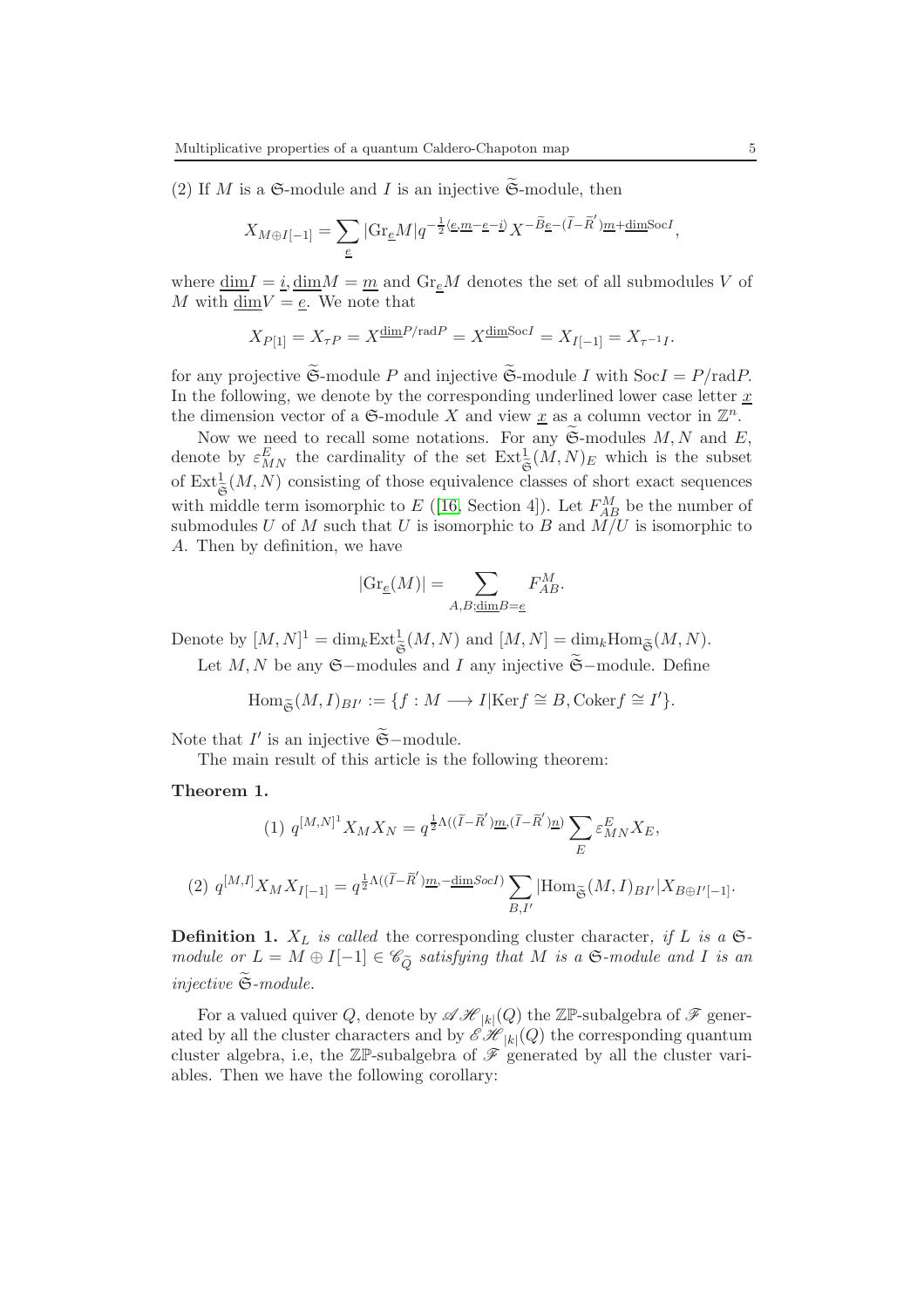(2) If $M$ is a $\mathfrak{S}$-module and $I$ is an injective $\widetilde{\mathfrak{S}}$-module, then

$$X_{M\oplus I[-1]} = \sum_{\underline{e}} |\mathrm{Gr}_{\underline{e}}M| q^{-\frac{1}{2}\langle \underline{e}, \underline{m}-\underline{e}-\underline{i}\rangle} X^{-\widetilde{B}\underline{e}-(\widetilde{I}-\widetilde{R}')\underline{m}+\underline{\dim}\mathrm{Soc}I},$$

where $\underline{\dim}I = \underline{i}, \underline{\dim}M = \underline{m}$ and $\mathrm{Gr}_{\underline{e}}M$ denotes the set of all submodules $V$ of $M$ with $\underline{\dim}V = \underline{e}$. We note that

$$X_{P[1]} = X_{\tau P} = X^{\underline{\dim}P/\mathrm{rad}P} = X^{\underline{\dim}\mathrm{Soc}I} = X_{I[-1]} = X_{\tau^{-1}I}.$$

for any projective $\widetilde{\mathfrak{S}}$-module $P$ and injective $\widetilde{\mathfrak{S}}$-module $I$ with $\mathrm{Soc}I = P/\mathrm{rad}P$. In the following, we denote by the corresponding underlined lower case letter $\underline{x}$ the dimension vector of a $\mathfrak{S}$-module $X$ and view $\underline{x}$ as a column vector in $\mathbb{Z}^n$.

Now we need to recall some notations. For any $\widetilde{\mathfrak{S}}$-modules $M, N$ and $E$, denote by $\varepsilon^E_{MN}$ the cardinality of the set $\mathrm{Ext}^1_{\widetilde{\mathfrak{S}}}(M,N)_E$ which is the subset of $\mathrm{Ext}^1_{\widetilde{\mathfrak{S}}}(M,N)$ consisting of those equivalence classes of short exact sequences with middle term isomorphic to $E$ ([16, Section 4]). Let $F^M_{AB}$ be the number of submodules $U$ of $M$ such that $U$ is isomorphic to $B$ and $M/U$ is isomorphic to $A$. Then by definition, we have

$$|\mathrm{Gr}_{\underline{e}}(M)| = \sum_{A,B;\underline{\dim}B=\underline{e}} F^M_{AB}.$$

Denote by $[M,N]^1 = \dim_k \mathrm{Ext}^1_{\widetilde{\mathfrak{S}}}(M,N)$ and $[M,N] = \dim_k \mathrm{Hom}_{\widetilde{\mathfrak{S}}}(M,N)$.

Let $M, N$ be any $\mathfrak{S}-$modules and $I$ any injective $\widetilde{\mathfrak{S}}-$module. Define

$$\mathrm{Hom}_{\widetilde{\mathfrak{S}}}(M,I)_{BI'} := \{f : M \longrightarrow I | \mathrm{Ker}f \cong B, \mathrm{Coker}f \cong I'\}.$$

Note that $I'$ is an injective $\widetilde{\mathfrak{S}}-$module.

The main result of this article is the following theorem:

**Theorem 1.**

$$(1)\ q^{[M,N]^1} X_M X_N = q^{\frac{1}{2}\Lambda((\widetilde{I}-\widetilde{R}')\underline{m}, (\widetilde{I}-\widetilde{R}')\underline{n})} \sum_E \varepsilon^E_{MN} X_E,$$

$$(2)\ q^{[M,I]} X_M X_{I[-1]} = q^{\frac{1}{2}\Lambda((\widetilde{I}-\widetilde{R}')\underline{m}, -\underline{\dim}SocI)} \sum_{B,I'} |\mathrm{Hom}_{\widetilde{\mathfrak{S}}}(M,I)_{BI'}| X_{B\oplus I'[-1]}.$$

**Definition 1.** *$X_L$ is called* the corresponding cluster character*, if $L$ is a $\mathfrak{S}$-module or $L = M \oplus I[-1] \in \mathscr{C}_{\widetilde{Q}}$ satisfying that $M$ is a $\mathfrak{S}$-module and $I$ is an injective $\widetilde{\mathfrak{S}}$-module.*

For a valued quiver $Q$, denote by $\mathscr{AH}_{|k|}(Q)$ the $\mathbb{ZP}$-subalgebra of $\mathscr{F}$ generated by all the cluster characters and by $\mathscr{EH}_{|k|}(Q)$ the corresponding quantum cluster algebra, i.e, the $\mathbb{ZP}$-subalgebra of $\mathscr{F}$ generated by all the cluster variables. Then we have the following corollary: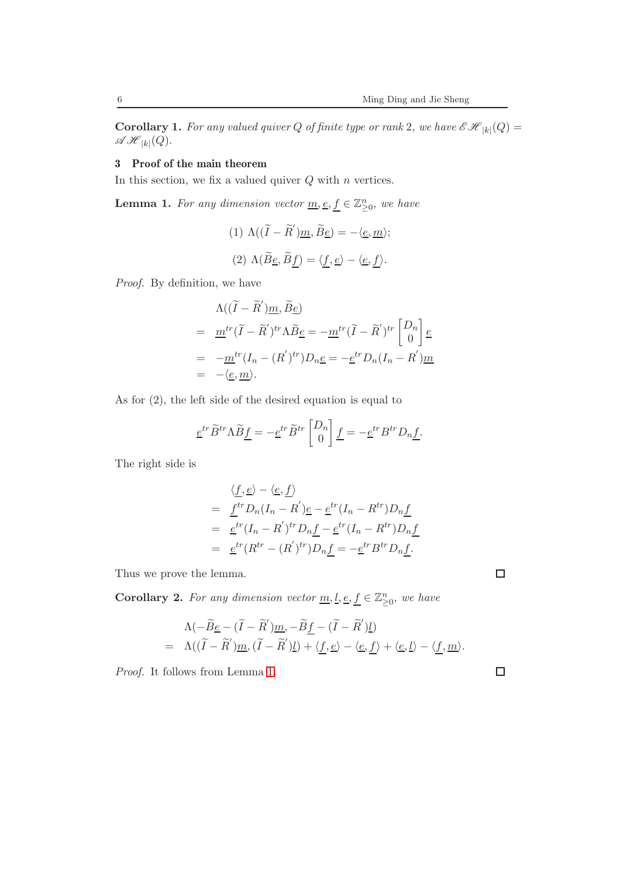**Corollary 1.** *For any valued quiver $Q$ of finite type or rank 2, we have $\mathscr{E}\mathscr{H}_{|k|}(Q) = \mathscr{A}\mathscr{H}_{|k|}(Q)$.*

## 3 Proof of the main theorem

In this section, we fix a valued quiver $Q$ with $n$ vertices.

**Lemma 1.** *For any dimension vector $\underline{m}, \underline{e}, \underline{f} \in \mathbb{Z}^n_{\geq 0}$, we have*

$$(1)\ \Lambda((\widetilde{I} - \widetilde{R}')\underline{m}, \widetilde{B}\underline{e}) = -\langle \underline{e}, \underline{m} \rangle;$$

$$(2)\ \Lambda(\widetilde{B}\underline{e}, \widetilde{B}\underline{f}) = \langle \underline{f}, \underline{e} \rangle - \langle \underline{e}, \underline{f} \rangle.$$

*Proof.* By definition, we have

$$\begin{aligned}
& \Lambda((\widetilde{I} - \widetilde{R}')\underline{m}, \widetilde{B}\underline{e}) \\
= \ & \underline{m}^{tr}(\widetilde{I} - \widetilde{R}')^{tr}\Lambda\widetilde{B}\underline{e} = -\underline{m}^{tr}(\widetilde{I} - \widetilde{R}')^{tr}\begin{bmatrix} D_n \\ 0 \end{bmatrix}\underline{e} \\
= \ & -\underline{m}^{tr}(I_n - (R')^{tr})D_n\underline{e} = -\underline{e}^{tr}D_n(I_n - R')\underline{m} \\
= \ & -\langle \underline{e}, \underline{m} \rangle.
\end{aligned}$$

As for (2), the left side of the desired equation is equal to

$$\underline{e}^{tr}\widetilde{B}^{tr}\Lambda\widetilde{B}\underline{f} = -\underline{e}^{tr}\widetilde{B}^{tr}\begin{bmatrix} D_n \\ 0 \end{bmatrix}\underline{f} = -\underline{e}^{tr}B^{tr}D_n\underline{f}.$$

The right side is

$$\begin{aligned}
& \langle \underline{f}, \underline{e} \rangle - \langle \underline{e}, \underline{f} \rangle \\
= \ & \underline{f}^{tr}D_n(I_n - R')\underline{e} - \underline{e}^{tr}(I_n - R^{tr})D_n\underline{f} \\
= \ & \underline{e}^{tr}(I_n - R')^{tr}D_n\underline{f} - \underline{e}^{tr}(I_n - R^{tr})D_n\underline{f} \\
= \ & \underline{e}^{tr}(R^{tr} - (R')^{tr})D_n\underline{f} = -\underline{e}^{tr}B^{tr}D_n\underline{f}.
\end{aligned}$$

Thus we prove the lemma. $\square$

**Corollary 2.** *For any dimension vector $\underline{m}, \underline{l}, \underline{e}, \underline{f} \in \mathbb{Z}^n_{\geq 0}$, we have*

$$\begin{aligned}
& \Lambda(-\widetilde{B}\underline{e} - (\widetilde{I} - \widetilde{R}')\underline{m}, -\widetilde{B}\underline{f} - (\widetilde{I} - \widetilde{R}')\underline{l}) \\
= \ & \Lambda((\widetilde{I} - \widetilde{R}')\underline{m}, (\widetilde{I} - \widetilde{R}')\underline{l}) + \langle \underline{f}, \underline{e} \rangle - \langle \underline{e}, \underline{f} \rangle + \langle \underline{e}, \underline{l} \rangle - \langle \underline{f}, \underline{m} \rangle.
\end{aligned}$$

*Proof.* It follows from Lemma 1. $\square$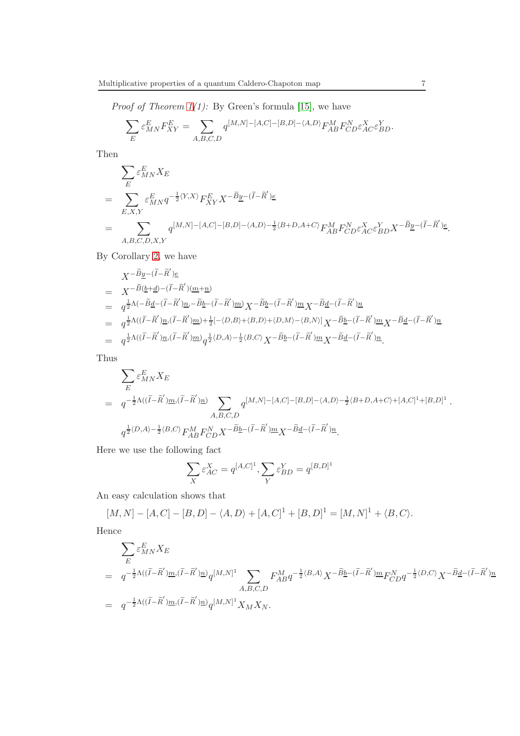*Proof of Theorem 1(1):* By Green's formula [15], we have

$$\sum_{E}\varepsilon_{MN}^{E}F_{XY}^{E}=\sum_{A,B,C,D}q^{[M,N]-[A,C]-[B,D]-\langle A,D\rangle}F_{AB}^{M}F_{CD}^{N}\varepsilon_{AC}^{X}\varepsilon_{BD}^{Y}.$$

Then

$$\begin{aligned}
&\sum_{E}\varepsilon_{MN}^{E}X_{E}\\
=&\sum_{E,X,Y}\varepsilon_{MN}^{E}q^{-\frac{1}{2}\langle Y,X\rangle}F_{XY}^{E}X^{-\widetilde{B}\underline{y}-(\widetilde{I}-\widetilde{R}^{'})\underline{e}}\\
=&\sum_{A,B,C,D,X,Y}q^{[M,N]-[A,C]-[B,D]-\langle A,D\rangle-\frac{1}{2}\langle B+D,A+C\rangle}F_{AB}^{M}F_{CD}^{N}\varepsilon_{AC}^{X}\varepsilon_{BD}^{Y}X^{-\widetilde{B}\underline{y}-(\widetilde{I}-\widetilde{R}^{'})\underline{e}}.
\end{aligned}$$

By Corollary 2, we have

$$\begin{aligned}
&X^{-\widetilde{B}\underline{y}-(\widetilde{I}-\widetilde{R}^{'})\underline{e}}\\
=&X^{-\widetilde{B}(\underline{b}+\underline{d})-(\widetilde{I}-\widetilde{R}^{'})(\underline{m}+\underline{n})}\\
=&q^{\frac{1}{2}\Lambda(-\widetilde{B}\underline{d}-(\widetilde{I}-\widetilde{R}^{'})\underline{n},-\widetilde{B}\underline{b}-(\widetilde{I}-\widetilde{R}^{'})\underline{m})}X^{-\widetilde{B}\underline{b}-(\widetilde{I}-\widetilde{R}^{'})\underline{m}}X^{-\widetilde{B}\underline{d}-(\widetilde{I}-\widetilde{R}^{'})\underline{n}}\\
=&q^{\frac{1}{2}\Lambda((\widetilde{I}-\widetilde{R}^{'})\underline{n},(\widetilde{I}-\widetilde{R}^{'})\underline{m})+\frac{1}{2}[-\langle D,B\rangle+\langle B,D\rangle+\langle D,M\rangle-\langle B,N\rangle]}X^{-\widetilde{B}\underline{b}-(\widetilde{I}-\widetilde{R}^{'})\underline{m}}X^{-\widetilde{B}\underline{d}-(\widetilde{I}-\widetilde{R}^{'})\underline{n}}\\
=&q^{\frac{1}{2}\Lambda((\widetilde{I}-\widetilde{R}^{'})\underline{n},(\widetilde{I}-\widetilde{R}^{'})\underline{m})}q^{\frac{1}{2}\langle D,A\rangle-\frac{1}{2}\langle B,C\rangle}X^{-\widetilde{B}\underline{b}-(\widetilde{I}-\widetilde{R}^{'})\underline{m}}X^{-\widetilde{B}\underline{d}-(\widetilde{I}-\widetilde{R}^{'})\underline{n}}.
\end{aligned}$$

Thus

$$\begin{aligned}
&\sum_{E}\varepsilon_{MN}^{E}X_{E}\\
=&q^{-\frac{1}{2}\Lambda((\widetilde{I}-\widetilde{R}^{'})\underline{m},(\widetilde{I}-\widetilde{R}^{'})\underline{n})}\sum_{A,B,C,D}q^{[M,N]-[A,C]-[B,D]-\langle A,D\rangle-\frac{1}{2}\langle B+D,A+C\rangle+[A,C]^{1}+[B,D]^{1}}\cdot\\
&q^{\frac{1}{2}\langle D,A\rangle-\frac{1}{2}\langle B,C\rangle}F_{AB}^{M}F_{CD}^{N}X^{-\widetilde{B}\underline{b}-(\widetilde{I}-\widetilde{R}^{'})\underline{m}}X^{-\widetilde{B}\underline{d}-(\widetilde{I}-\widetilde{R}^{'})\underline{n}}.
\end{aligned}$$

Here we use the following fact

$$\sum_{X}\varepsilon_{AC}^{X}=q^{[A,C]^{1}},\sum_{Y}\varepsilon_{BD}^{Y}=q^{[B,D]^{1}}$$

An easy calculation shows that

$$[M,N]-[A,C]-[B,D]-\langle A,D\rangle+[A,C]^{1}+[B,D]^{1}=[M,N]^{1}+\langle B,C\rangle.$$

Hence

$$\begin{aligned}
&\sum_{E}\varepsilon_{MN}^{E}X_{E}\\
=&q^{-\frac{1}{2}\Lambda((\widetilde{I}-\widetilde{R}^{'})\underline{m},(\widetilde{I}-\widetilde{R}^{'})\underline{n})}q^{[M,N]^{1}}\sum_{A,B,C,D}F_{AB}^{M}q^{-\frac{1}{2}\langle B,A\rangle}X^{-\widetilde{B}\underline{b}-(\widetilde{I}-\widetilde{R}^{'})\underline{m}}F_{CD}^{N}q^{-\frac{1}{2}\langle D,C\rangle}X^{-\widetilde{B}\underline{d}-(\widetilde{I}-\widetilde{R}^{'})\underline{n}}\\
=&q^{-\frac{1}{2}\Lambda((\widetilde{I}-\widetilde{R}^{'})\underline{m},(\widetilde{I}-\widetilde{R}^{'})\underline{n})}q^{[M,N]^{1}}X_{M}X_{N}.
\end{aligned}$$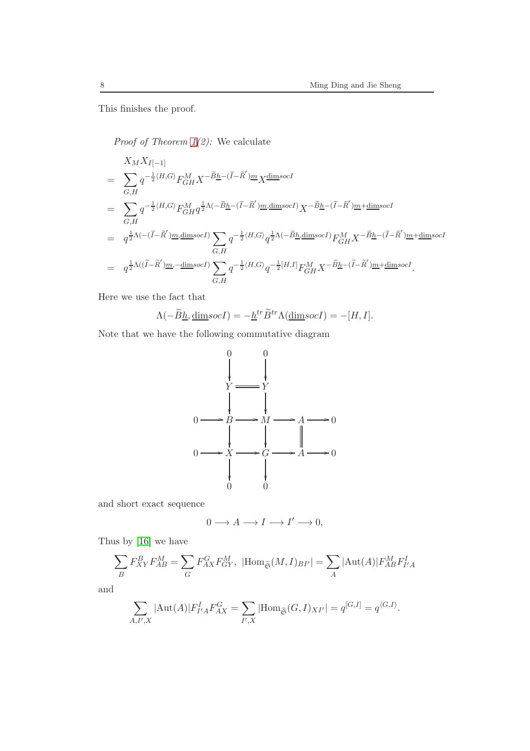This finishes the proof.

*Proof of Theorem 1(2):* We calculate

$$
\begin{aligned}
& X_M X_{I[-1]} \\
= & \sum_{G,H} q^{-\frac{1}{2}\langle H,G\rangle} F_{GH}^M X^{-\widetilde{B}\underline{h}-(\widetilde{I}-\widetilde{R}')\underline{m}} X^{\underline{\dim} socI} \\
= & \sum_{G,H} q^{-\frac{1}{2}\langle H,G\rangle} F_{GH}^M q^{\frac{1}{2}\Lambda(-\widetilde{B}\underline{h}-(\widetilde{I}-\widetilde{R}')\underline{m}, \underline{\dim} socI)} X^{-\widetilde{B}\underline{h}-(\widetilde{I}-\widetilde{R}')\underline{m}+\underline{\dim} socI} \\
= & q^{\frac{1}{2}\Lambda(-(\widetilde{I}-\widetilde{R}')\underline{m}, \underline{\dim} socI)} \sum_{G,H} q^{-\frac{1}{2}\langle H,G\rangle} q^{\frac{1}{2}\Lambda(-\widetilde{B}\underline{h}, \underline{\dim} socI)} F_{GH}^M X^{-\widetilde{B}\underline{h}-(\widetilde{I}-\widetilde{R}')\underline{m}+\underline{\dim} socI} \\
= & q^{\frac{1}{2}\Lambda((\widetilde{I}-\widetilde{R}')\underline{m}, -\underline{\dim} socI)} \sum_{G,H} q^{-\frac{1}{2}\langle H,G\rangle} q^{-\frac{1}{2}[H,I]} F_{GH}^M X^{-\widetilde{B}\underline{h}-(\widetilde{I}-\widetilde{R}')\underline{m}+\underline{\dim} socI}.
\end{aligned}
$$

Here we use the fact that

$$\Lambda(-\widetilde{B}\underline{h}, \underline{\dim} socI) = -\underline{h}^{tr}\widetilde{B}^{tr}\Lambda(\underline{\dim} socI) = -[H,I].$$

Note that we have the following commutative diagram

$$
\begin{array}{ccccccccc}
 & & 0 & & 0 & & & & \\
 & & \downarrow & & \downarrow & & & & \\
 & & Y & = & Y & & & & \\
 & & \downarrow & & \downarrow & & & & \\
0 & \longrightarrow & B & \longrightarrow & M & \longrightarrow & A & \longrightarrow & 0 \\
 & & \downarrow & & \downarrow & & \| & & \\
0 & \longrightarrow & X & \longrightarrow & G & \longrightarrow & A & \longrightarrow & 0 \\
 & & \downarrow & & \downarrow & & & & \\
 & & 0 & & 0 & & & &
\end{array}
$$

and short exact sequence

$$0 \longrightarrow A \longrightarrow I \longrightarrow I' \longrightarrow 0,$$

Thus by [16] we have

$$\sum_B F_{XY}^B F_{AB}^M = \sum_G F_{AX}^G F_{GY}^M, \ |\mathrm{Hom}_{\widetilde{\mathfrak{S}}}(M,I)_{BI'}| = \sum_A |\mathrm{Aut}(A)| F_{AB}^M F_{I'A}^I$$

and

$$\sum_{A,I',X} |\mathrm{Aut}(A)| F_{I'A}^I F_{AX}^G = \sum_{I',X} |\mathrm{Hom}_{\widetilde{\mathfrak{S}}}(G,I)_{XI'}| = q^{[G,I]} = q^{\langle G,I\rangle}.$$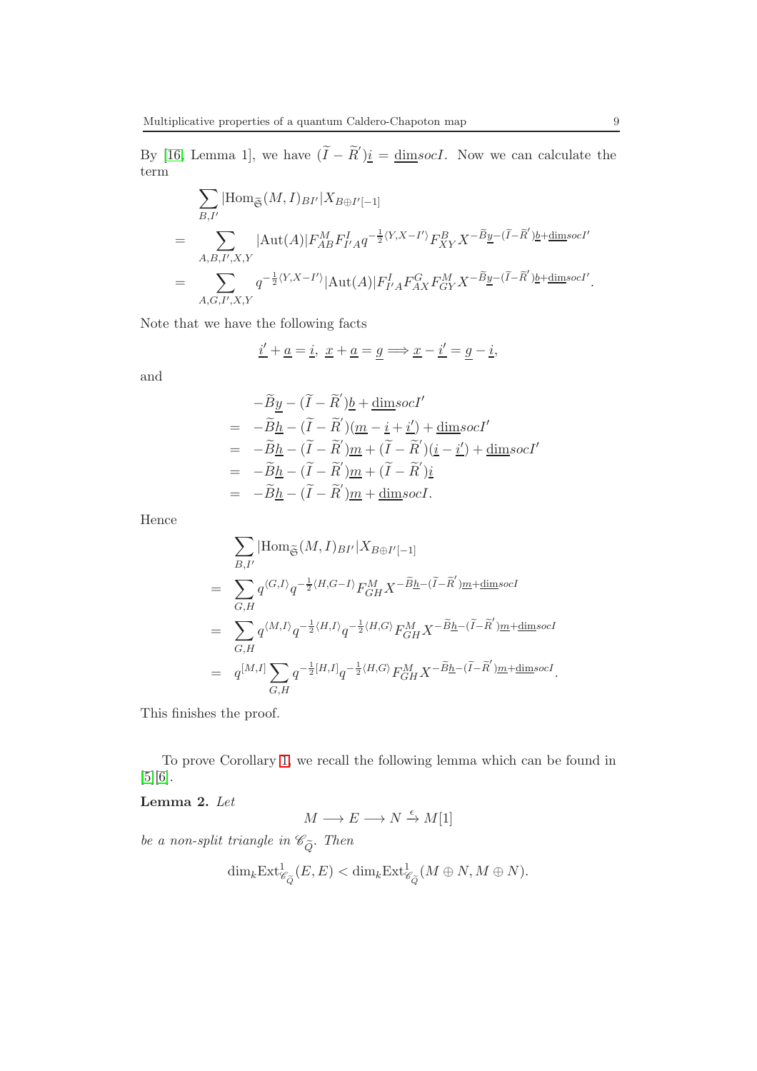By [16, Lemma 1], we have $(\widetilde{I}-\widetilde{R}^{'})\underline{i}=\underline{\dim}socI$. Now we can calculate the term

$$
\begin{aligned}
&\sum_{B,I'}|\mathrm{Hom}_{\widetilde{\mathfrak{S}}}(M,I)_{BI'}|X_{B\oplus I'[-1]}\\
=&\sum_{A,B,I',X,Y}|\mathrm{Aut}(A)|F^{M}_{AB}F^{I}_{I'A}q^{-\frac{1}{2}\langle Y,X-I'\rangle}F^{B}_{XY}X^{-\widetilde{B}\underline{y}-(\widetilde{I}-\widetilde{R}^{'})\underline{b}+\underline{\dim}socI'}\\
=&\sum_{A,G,I',X,Y}q^{-\frac{1}{2}\langle Y,X-I'\rangle}|\mathrm{Aut}(A)|F^{I}_{I'A}F^{G}_{AX}F^{M}_{GY}X^{-\widetilde{B}\underline{y}-(\widetilde{I}-\widetilde{R}^{'})\underline{b}+\underline{\dim}socI'}.
\end{aligned}
$$

Note that we have the following facts

$$
\underline{i}'+\underline{a}=\underline{i},\ \underline{x}+\underline{a}=\underline{g}\Longrightarrow \underline{x}-\underline{i}'=\underline{g}-\underline{i},
$$

and

$$
\begin{aligned}
&-\widetilde{B}\underline{y}-(\widetilde{I}-\widetilde{R}^{'})\underline{b}+\underline{\dim}socI'\\
=&-\widetilde{B}\underline{h}-(\widetilde{I}-\widetilde{R}^{'})(\underline{m}-\underline{i}+\underline{i}')+\underline{\dim}socI'\\
=&-\widetilde{B}\underline{h}-(\widetilde{I}-\widetilde{R}^{'})\underline{m}+(\widetilde{I}-\widetilde{R}^{'})(\underline{i}-\underline{i}')+\underline{\dim}socI'\\
=&-\widetilde{B}\underline{h}-(\widetilde{I}-\widetilde{R}^{'})\underline{m}+(\widetilde{I}-\widetilde{R}^{'})\underline{i}\\
=&-\widetilde{B}\underline{h}-(\widetilde{I}-\widetilde{R}^{'})\underline{m}+\underline{\dim}socI.
\end{aligned}
$$

Hence

$$
\begin{aligned}
&\sum_{B,I'}|\mathrm{Hom}_{\widetilde{\mathfrak{S}}}(M,I)_{BI'}|X_{B\oplus I'[-1]}\\
=&\sum_{G,H}q^{\langle G,I\rangle}q^{-\frac{1}{2}\langle H,G-I\rangle}F^{M}_{GH}X^{-\widetilde{B}\underline{h}-(\widetilde{I}-\widetilde{R}^{'})\underline{m}+\underline{\dim}socI}\\
=&\sum_{G,H}q^{\langle M,I\rangle}q^{-\frac{1}{2}\langle H,I\rangle}q^{-\frac{1}{2}\langle H,G\rangle}F^{M}_{GH}X^{-\widetilde{B}\underline{h}-(\widetilde{I}-\widetilde{R}^{'})\underline{m}+\underline{\dim}socI}\\
=&\ q^{[M,I]}\sum_{G,H}q^{-\frac{1}{2}[H,I]}q^{-\frac{1}{2}\langle H,G\rangle}F^{M}_{GH}X^{-\widetilde{B}\underline{h}-(\widetilde{I}-\widetilde{R}^{'})\underline{m}+\underline{\dim}socI}.
\end{aligned}
$$

This finishes the proof.

To prove Corollary 1, we recall the following lemma which can be found in [5][6].

**Lemma 2.** *Let*

$$
M\longrightarrow E\longrightarrow N\xrightarrow{\epsilon}M[1]
$$

*be a non-split triangle in* $\mathscr{C}_{\widetilde{Q}}$*. Then*

$$
\dim_k\mathrm{Ext}^1_{\mathscr{C}_{\widetilde{Q}}}(E,E)<\dim_k\mathrm{Ext}^1_{\mathscr{C}_{\widetilde{Q}}}(M\oplus N,M\oplus N).
$$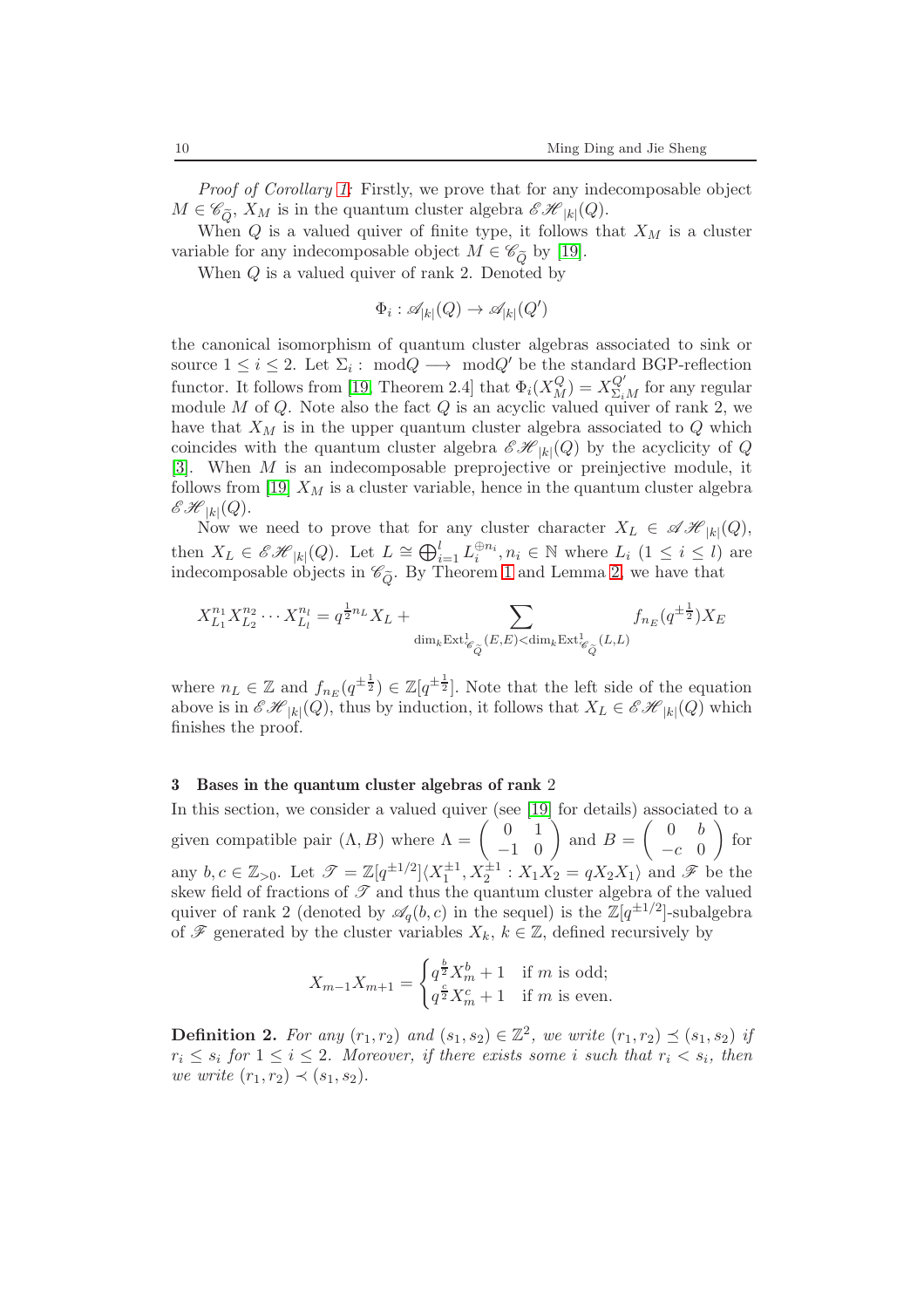*Proof of Corollary 1:* Firstly, we prove that for any indecomposable object $M \in \mathscr{C}_{\widetilde{Q}}$, $X_M$ is in the quantum cluster algebra $\mathscr{EH}_{|k|}(Q)$.

When $Q$ is a valued quiver of finite type, it follows that $X_M$ is a cluster variable for any indecomposable object $M \in \mathscr{C}_{\widetilde{Q}}$ by [19].

When $Q$ is a valued quiver of rank 2. Denoted by

$$\Phi_i : \mathscr{A}_{|k|}(Q) \to \mathscr{A}_{|k|}(Q')$$

the canonical isomorphism of quantum cluster algebras associated to sink or source $1 \leq i \leq 2$. Let $\Sigma_i :$ mod$Q \longrightarrow$ mod$Q'$ be the standard BGP-reflection functor. It follows from [19, Theorem 2.4] that $\Phi_i(X^Q_M) = X^{Q'}_{\Sigma_i M}$ for any regular module $M$ of $Q$. Note also the fact $Q$ is an acyclic valued quiver of rank 2, we have that $X_M$ is in the upper quantum cluster algebra associated to $Q$ which coincides with the quantum cluster algebra $\mathscr{EH}_{|k|}(Q)$ by the acyclicity of $Q$ [3]. When $M$ is an indecomposable preprojective or preinjective module, it follows from [19] $X_M$ is a cluster variable, hence in the quantum cluster algebra $\mathscr{EH}_{|k|}(Q)$.

Now we need to prove that for any cluster character $X_L \in \mathscr{AH}_{|k|}(Q)$, then $X_L \in \mathscr{EH}_{|k|}(Q)$. Let $L \cong \bigoplus_{i=1}^{l} L_i^{\oplus n_i}, n_i \in \mathbb{N}$ where $L_i$ $(1 \leq i \leq l)$ are indecomposable objects in $\mathscr{C}_{\widetilde{Q}}$. By Theorem 1 and Lemma 2, we have that

$$X^{n_1}_{L_1} X^{n_2}_{L_2} \cdots X^{n_l}_{L_l} = q^{\frac{1}{2}n_L} X_L + \sum_{\dim_k \mathrm{Ext}^1_{\mathscr{C}_{\widetilde{Q}}}(E,E) < \dim_k \mathrm{Ext}^1_{\mathscr{C}_{\widetilde{Q}}}(L,L)} f_{n_E}(q^{\pm\frac{1}{2}}) X_E$$

where $n_L \in \mathbb{Z}$ and $f_{n_E}(q^{\pm\frac{1}{2}}) \in \mathbb{Z}[q^{\pm\frac{1}{2}}]$. Note that the left side of the equation above is in $\mathscr{EH}_{|k|}(Q)$, thus by induction, it follows that $X_L \in \mathscr{EH}_{|k|}(Q)$ which finishes the proof.

## 3 Bases in the quantum cluster algebras of rank 2

In this section, we consider a valued quiver (see [19] for details) associated to a given compatible pair $(\Lambda, B)$ where $\Lambda = \begin{pmatrix} 0 & 1 \\ -1 & 0 \end{pmatrix}$ and $B = \begin{pmatrix} 0 & b \\ -c & 0 \end{pmatrix}$ for any $b, c \in \mathbb{Z}_{>0}$. Let $\mathscr{T} = \mathbb{Z}[q^{\pm 1/2}]\langle X_1^{\pm 1}, X_2^{\pm 1} : X_1 X_2 = q X_2 X_1 \rangle$ and $\mathscr{F}$ be the skew field of fractions of $\mathscr{T}$ and thus the quantum cluster algebra of the valued quiver of rank 2 (denoted by $\mathscr{A}_q(b,c)$ in the sequel) is the $\mathbb{Z}[q^{\pm 1/2}]$-subalgebra of $\mathscr{F}$ generated by the cluster variables $X_k$, $k \in \mathbb{Z}$, defined recursively by

$$X_{m-1} X_{m+1} = \begin{cases} q^{\frac{b}{2}} X_m^b + 1 & \text{if } m \text{ is odd;} \\ q^{\frac{c}{2}} X_m^c + 1 & \text{if } m \text{ is even.} \end{cases}$$

**Definition 2.** *For any $(r_1, r_2)$ and $(s_1, s_2) \in \mathbb{Z}^2$, we write $(r_1, r_2) \preceq (s_1, s_2)$ if $r_i \leq s_i$ for $1 \leq i \leq 2$. Moreover, if there exists some $i$ such that $r_i < s_i$, then we write $(r_1, r_2) \prec (s_1, s_2)$.*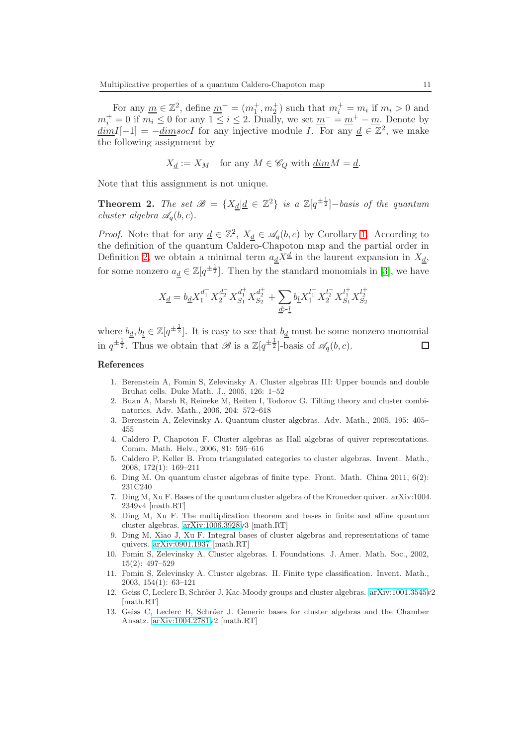For any $\underline{m} \in \mathbb{Z}^2$, define $\underline{m}^+ = (m_1^+, m_2^+)$ such that $m_i^+ = m_i$ if $m_i > 0$ and $m_i^+ = 0$ if $m_i \leq 0$ for any $1 \leq i \leq 2$. Dually, we set $\underline{m}^- = \underline{m}^+ - \underline{m}$. Denote by $\underline{dim}I[-1] = -\underline{dim}socI$ for any injective module $I$. For any $\underline{d} \in \mathbb{Z}^2$, we make the following assignment by

$$X_{\underline{d}} := X_M \quad \text{for any } M \in \mathscr{C}_Q \text{ with } \underline{dim}M = \underline{d}.$$

Note that this assignment is not unique.

**Theorem 2.** *The set $\mathscr{B} = \{X_{\underline{d}} | \underline{d} \in \mathbb{Z}^2\}$ is a $\mathbb{Z}[q^{\pm\frac{1}{2}}]-$basis of the quantum cluster algebra $\mathscr{A}_q(b, c)$.*

*Proof.* Note that for any $\underline{d} \in \mathbb{Z}^2$, $X_{\underline{d}} \in \mathscr{A}_q(b, c)$ by Corollary 1. According to the definition of the quantum Caldero-Chapoton map and the partial order in Definition 2, we obtain a minimal term $a_{\underline{d}} X^{\underline{d}}$ in the laurent expansion in $X_{\underline{d}}$, for some nonzero $a_{\underline{d}} \in \mathbb{Z}[q^{\pm\frac{1}{2}}]$. Then by the standard monomials in [3], we have

$$X_{\underline{d}} = b_{\underline{d}} X_1^{d_1^-} X_2^{d_2^-} X_{S_1}^{d_1^+} X_{S_2}^{d_2^+} + \sum_{\underline{d} \succ \underline{l}} b_{\underline{l}} X_1^{l_1^-} X_2^{l_2^-} X_{S_1}^{l_1^+} X_{S_2}^{l_2^+}$$

where $b_{\underline{d}}, b_{\underline{l}} \in \mathbb{Z}[q^{\pm\frac{1}{2}}]$. It is easy to see that $b_{\underline{d}}$ must be some nonzero monomial in $q^{\pm\frac{1}{2}}$. Thus we obtain that $\mathscr{B}$ is a $\mathbb{Z}[q^{\pm\frac{1}{2}}]$-basis of $\mathscr{A}_q(b, c)$. $\square$

## References

1. Berenstein A, Fomin S, Zelevinsky A. Cluster algebras III: Upper bounds and double Bruhat cells. Duke Math. J., 2005, 126: 1–52
2. Buan A, Marsh R, Reineke M, Reiten I, Todorov G. Tilting theory and cluster combinatorics. Adv. Math., 2006, 204: 572–618
3. Berenstein A, Zelevinsky A. Quantum cluster algebras. Adv. Math., 2005, 195: 405–455
4. Caldero P, Chapoton F. Cluster algebras as Hall algebras of quiver representations. Comm. Math. Helv., 2006, 81: 595–616
5. Caldero P, Keller B. From triangulated categories to cluster algebras. Invent. Math., 2008, 172(1): 169–211
6. Ding M. On quantum cluster algebras of finite type. Front. Math. China 2011, 6(2): 231C240
7. Ding M, Xu F. Bases of the quantum cluster algebra of the Kronecker quiver. arXiv:1004.2349v4 [math.RT]
8. Ding M, Xu F. The multiplication theorem and bases in finite and affine quantum cluster algebras. arXiv:1006.3928v3 [math.RT]
9. Ding M, Xiao J, Xu F. Integral bases of cluster algebras and representations of tame quivers. arXiv:0901.1937 [math.RT]
10. Fomin S, Zelevinsky A. Cluster algebras. I. Foundations. J. Amer. Math. Soc., 2002, 15(2): 497–529
11. Fomin S, Zelevinsky A. Cluster algebras. II. Finite type classification. Invent. Math., 2003, 154(1): 63–121
12. Geiss C, Leclerc B, Schröer J. Kac-Moody groups and cluster algebras. arXiv:1001.3545v2 [math.RT]
13. Geiss C, Leclerc B, Schröer J. Generic bases for cluster algebras and the Chamber Ansatz. arXiv:1004.2781v2 [math.RT]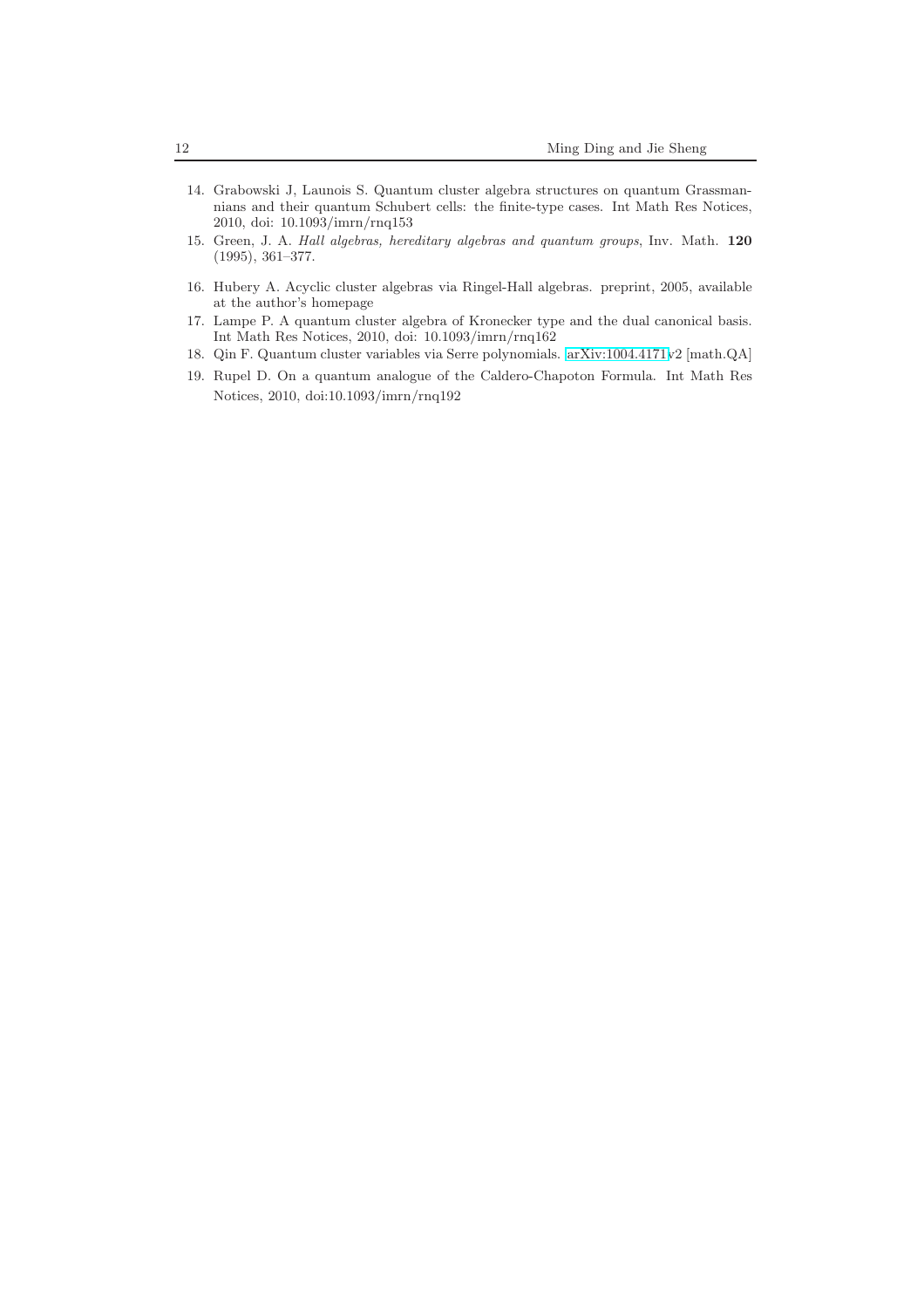14. Grabowski J, Launois S. Quantum cluster algebra structures on quantum Grassmannians and their quantum Schubert cells: the finite-type cases. Int Math Res Notices, 2010, doi: 10.1093/imrn/rnq153
15. Green, J. A. *Hall algebras, hereditary algebras and quantum groups*, Inv. Math. **120** (1995), 361–377.
16. Hubery A. Acyclic cluster algebras via Ringel-Hall algebras. preprint, 2005, available at the author's homepage
17. Lampe P. A quantum cluster algebra of Kronecker type and the dual canonical basis. Int Math Res Notices, 2010, doi: 10.1093/imrn/rnq162
18. Qin F. Quantum cluster variables via Serre polynomials. arXiv:1004.4171v2 [math.QA]
19. Rupel D. On a quantum analogue of the Caldero-Chapoton Formula. Int Math Res Notices, 2010, doi:10.1093/imrn/rnq192